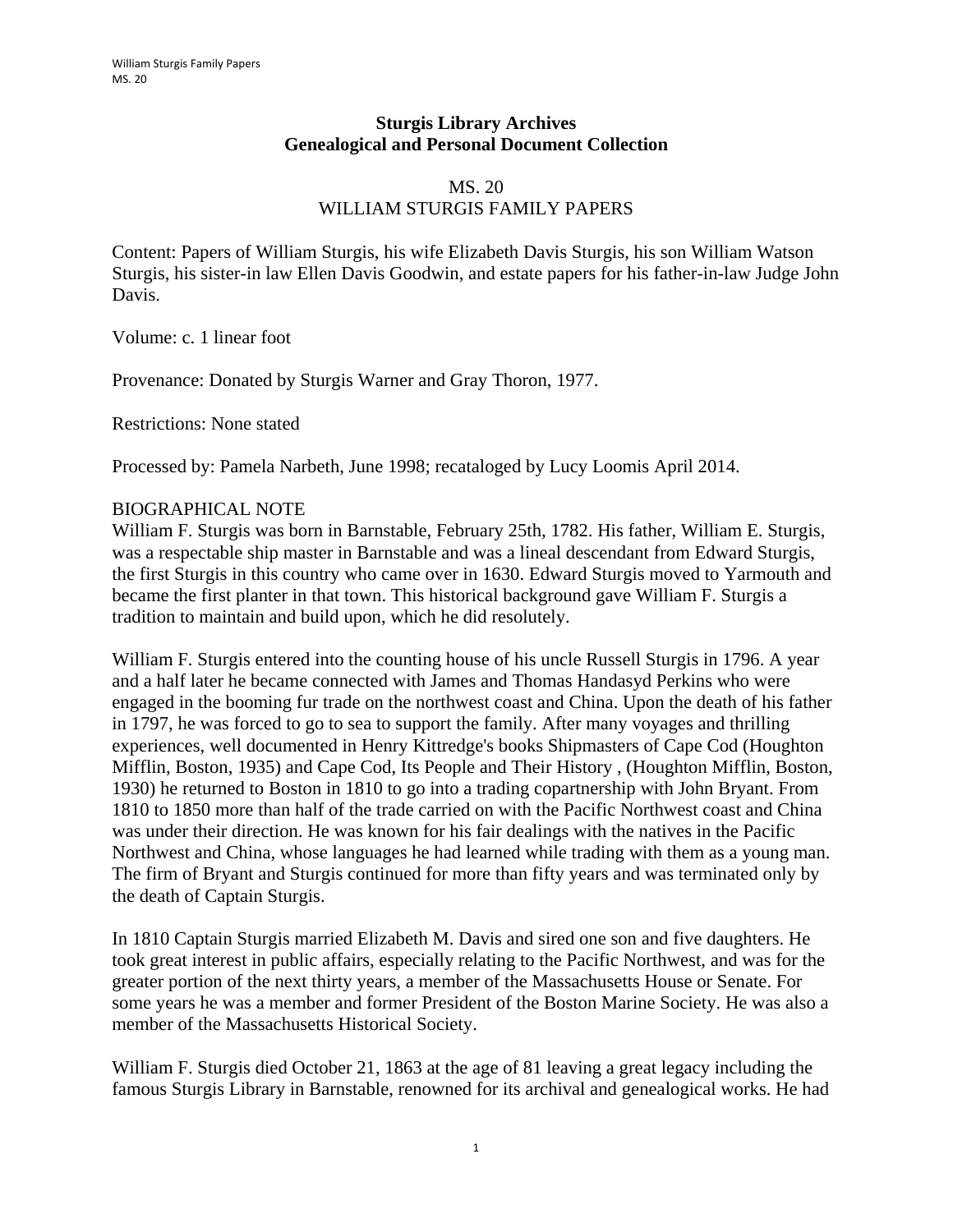## Sturgis Library Archives
## Genealogical and Personal Document Collection

MS. 20
WILLIAM STURGIS FAMILY PAPERS

Content: Papers of William Sturgis, his wife Elizabeth Davis Sturgis, his son William Watson Sturgis, his sister-in law Ellen Davis Goodwin, and estate papers for his father-in-law Judge John Davis.

Volume: c. 1 linear foot

Provenance: Donated by Sturgis Warner and Gray Thoron, 1977.

Restrictions: None stated

Processed by: Pamela Narbeth, June 1998; recataloged by Lucy Loomis April 2014.

BIOGRAPHICAL NOTE

William F. Sturgis was born in Barnstable, February 25th, 1782. His father, William E. Sturgis, was a respectable ship master in Barnstable and was a lineal descendant from Edward Sturgis, the first Sturgis in this country who came over in 1630. Edward Sturgis moved to Yarmouth and became the first planter in that town. This historical background gave William F. Sturgis a tradition to maintain and build upon, which he did resolutely.

William F. Sturgis entered into the counting house of his uncle Russell Sturgis in 1796. A year and a half later he became connected with James and Thomas Handasyd Perkins who were engaged in the booming fur trade on the northwest coast and China. Upon the death of his father in 1797, he was forced to go to sea to support the family. After many voyages and thrilling experiences, well documented in Henry Kittredge's books Shipmasters of Cape Cod (Houghton Mifflin, Boston, 1935) and Cape Cod, Its People and Their History , (Houghton Mifflin, Boston, 1930) he returned to Boston in 1810 to go into a trading copartnership with John Bryant. From 1810 to 1850 more than half of the trade carried on with the Pacific Northwest coast and China was under their direction. He was known for his fair dealings with the natives in the Pacific Northwest and China, whose languages he had learned while trading with them as a young man. The firm of Bryant and Sturgis continued for more than fifty years and was terminated only by the death of Captain Sturgis.

In 1810 Captain Sturgis married Elizabeth M. Davis and sired one son and five daughters. He took great interest in public affairs, especially relating to the Pacific Northwest, and was for the greater portion of the next thirty years, a member of the Massachusetts House or Senate. For some years he was a member and former President of the Boston Marine Society. He was also a member of the Massachusetts Historical Society.

William F. Sturgis died October 21, 1863 at the age of 81 leaving a great legacy including the famous Sturgis Library in Barnstable, renowned for its archival and genealogical works. He had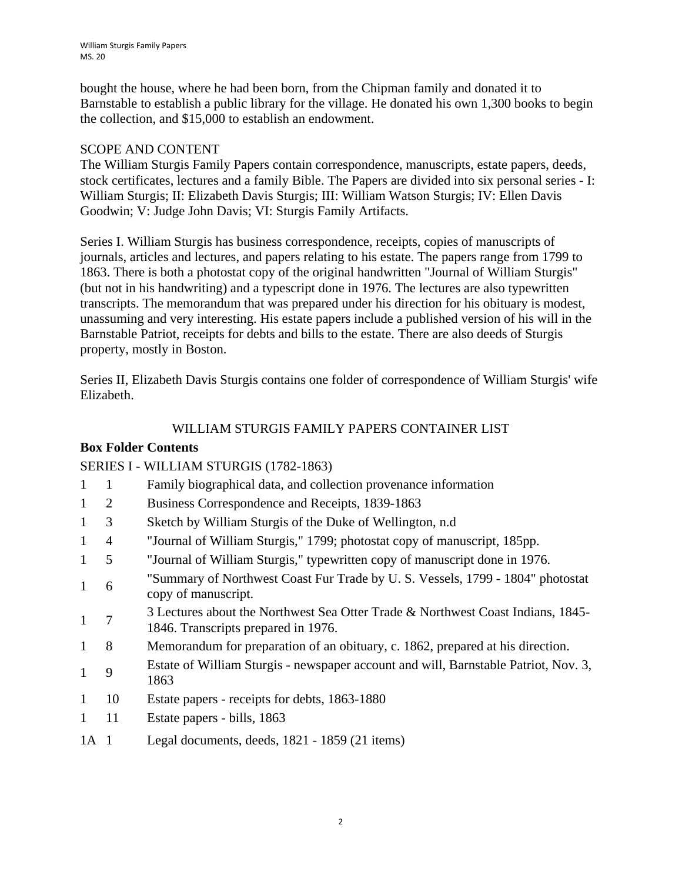bought the house, where he had been born, from the Chipman family and donated it to Barnstable to establish a public library for the village. He donated his own 1,300 books to begin the collection, and $15,000 to establish an endowment.

## SCOPE AND CONTENT

The William Sturgis Family Papers contain correspondence, manuscripts, estate papers, deeds, stock certificates, lectures and a family Bible. The Papers are divided into six personal series - I: William Sturgis; II: Elizabeth Davis Sturgis; III: William Watson Sturgis; IV: Ellen Davis Goodwin; V: Judge John Davis; VI: Sturgis Family Artifacts.

Series I. William Sturgis has business correspondence, receipts, copies of manuscripts of journals, articles and lectures, and papers relating to his estate. The papers range from 1799 to 1863. There is both a photostat copy of the original handwritten "Journal of William Sturgis" (but not in his handwriting) and a typescript done in 1976. The lectures are also typewritten transcripts. The memorandum that was prepared under his direction for his obituary is modest, unassuming and very interesting. His estate papers include a published version of his will in the Barnstable Patriot, receipts for debts and bills to the estate. There are also deeds of Sturgis property, mostly in Boston.

Series II, Elizabeth Davis Sturgis contains one folder of correspondence of William Sturgis' wife Elizabeth.

## WILLIAM STURGIS FAMILY PAPERS CONTAINER LIST

| **Box** | **Folder** | **Contents** |
|---|---|---|
| SERIES I - WILLIAM STURGIS (1782-1863) | | |
| 1 | 1 | Family biographical data, and collection provenance information |
| 1 | 2 | Business Correspondence and Receipts, 1839-1863 |
| 1 | 3 | Sketch by William Sturgis of the Duke of Wellington, n.d |
| 1 | 4 | "Journal of William Sturgis," 1799; photostat copy of manuscript, 185pp. |
| 1 | 5 | "Journal of William Sturgis," typewritten copy of manuscript done in 1976. |
| 1 | 6 | "Summary of Northwest Coast Fur Trade by U. S. Vessels, 1799 - 1804" photostat copy of manuscript. |
| 1 | 7 | 3 Lectures about the Northwest Sea Otter Trade & Northwest Coast Indians, 1845-1846. Transcripts prepared in 1976. |
| 1 | 8 | Memorandum for preparation of an obituary, c. 1862, prepared at his direction. |
| 1 | 9 | Estate of William Sturgis - newspaper account and will, Barnstable Patriot, Nov. 3, 1863 |
| 1 | 10 | Estate papers - receipts for debts, 1863-1880 |
| 1 | 11 | Estate papers - bills, 1863 |
| 1A | 1 | Legal documents, deeds, 1821 - 1859 (21 items) |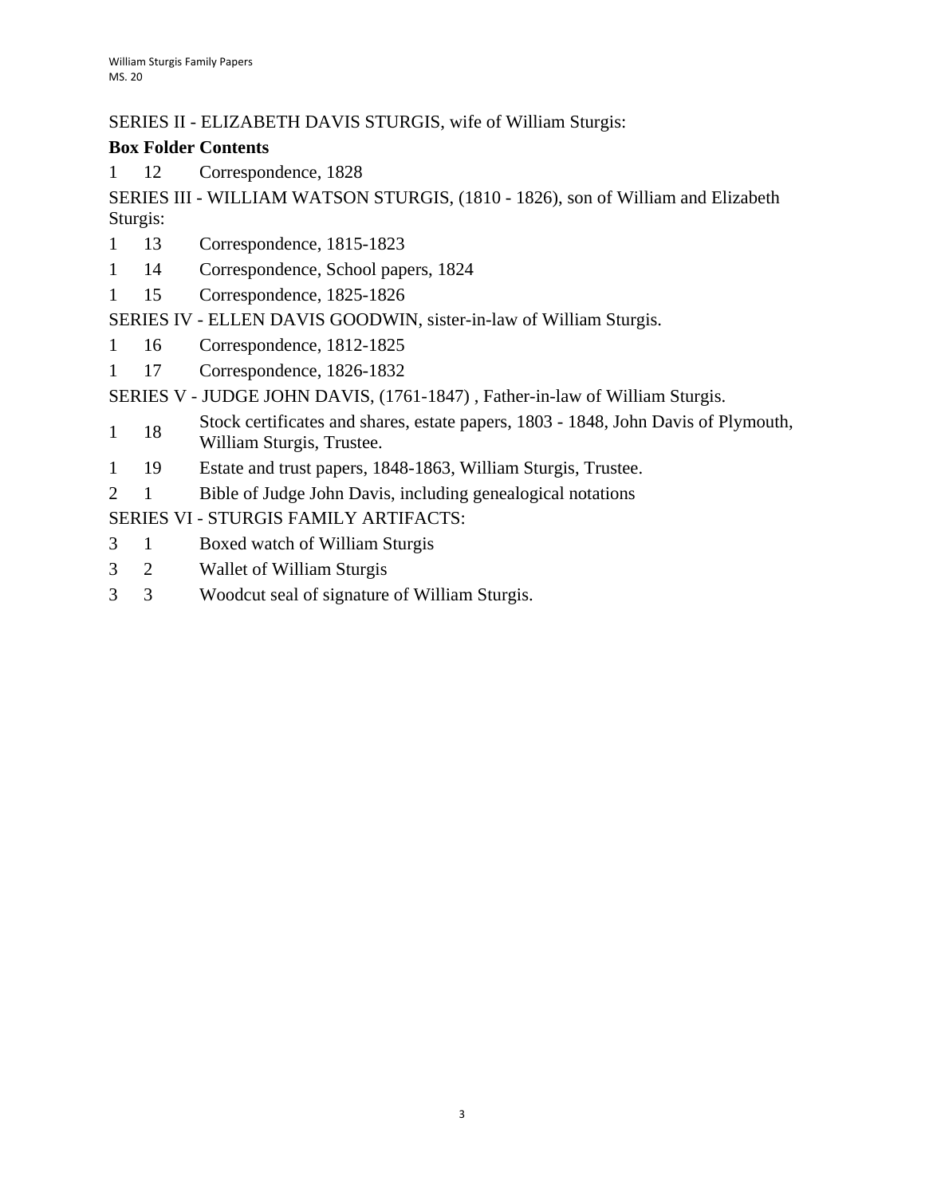SERIES II - ELIZABETH DAVIS STURGIS, wife of William Sturgis:

| Box | Folder | Contents |
|---|---|---|
| 1 | 12 | Correspondence, 1828 |

SERIES III - WILLIAM WATSON STURGIS, (1810 - 1826), son of William and Elizabeth Sturgis:

| Box | Folder | Contents |
|---|---|---|
| 1 | 13 | Correspondence, 1815-1823 |
| 1 | 14 | Correspondence, School papers, 1824 |
| 1 | 15 | Correspondence, 1825-1826 |

SERIES IV - ELLEN DAVIS GOODWIN, sister-in-law of William Sturgis.

| Box | Folder | Contents |
|---|---|---|
| 1 | 16 | Correspondence, 1812-1825 |
| 1 | 17 | Correspondence, 1826-1832 |

SERIES V - JUDGE JOHN DAVIS, (1761-1847) , Father-in-law of William Sturgis.

| Box | Folder | Contents |
|---|---|---|
| 1 | 18 | Stock certificates and shares, estate papers, 1803 - 1848, John Davis of Plymouth, William Sturgis, Trustee. |
| 1 | 19 | Estate and trust papers, 1848-1863, William Sturgis, Trustee. |
| 2 | 1 | Bible of Judge John Davis, including genealogical notations |

SERIES VI - STURGIS FAMILY ARTIFACTS:

| Box | Folder | Contents |
|---|---|---|
| 3 | 1 | Boxed watch of William Sturgis |
| 3 | 2 | Wallet of William Sturgis |
| 3 | 3 | Woodcut seal of signature of William Sturgis. |